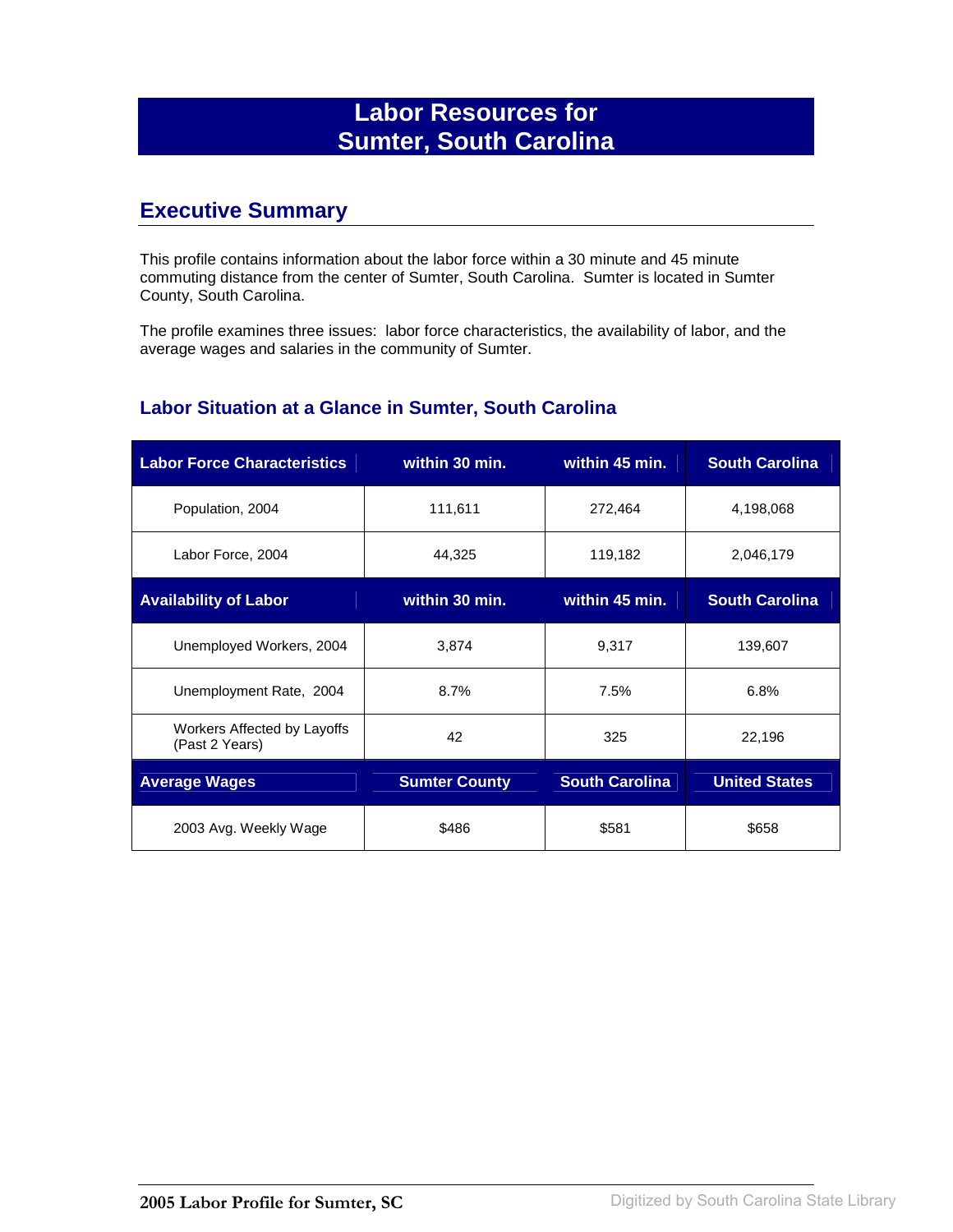# Labor Resources for Sumter, South Carolina

## Executive Summary

This profile contains information about the labor force within a 30 minute and 45 minute commuting distance from the center of Sumter, South Carolina. Sumter is located in Sumter County, South Carolina.

The profile examines three issues: labor force characteristics, the availability of labor, and the average wages and salaries in the community of Sumter.

### Labor Situation at a Glance in Sumter, South Carolina

| Labor Force Characteristics | within 30 min. | within 45 min. | South Carolina |
|---|---|---|---|
| Population, 2004 | 111,611 | 272,464 | 4,198,068 |
| Labor Force, 2004 | 44,325 | 119,182 | 2,046,179 |
| **Availability of Labor** | **within 30 min.** | **within 45 min.** | **South Carolina** |
| Unemployed Workers, 2004 | 3,874 | 9,317 | 139,607 |
| Unemployment Rate, 2004 | 8.7% | 7.5% | 6.8% |
| Workers Affected by Layoffs (Past 2 Years) | 42 | 325 | 22,196 |
| **Average Wages** | **Sumter County** | **South Carolina** | **United States** |
| 2003 Avg. Weekly Wage | $486 | $581 | $658 |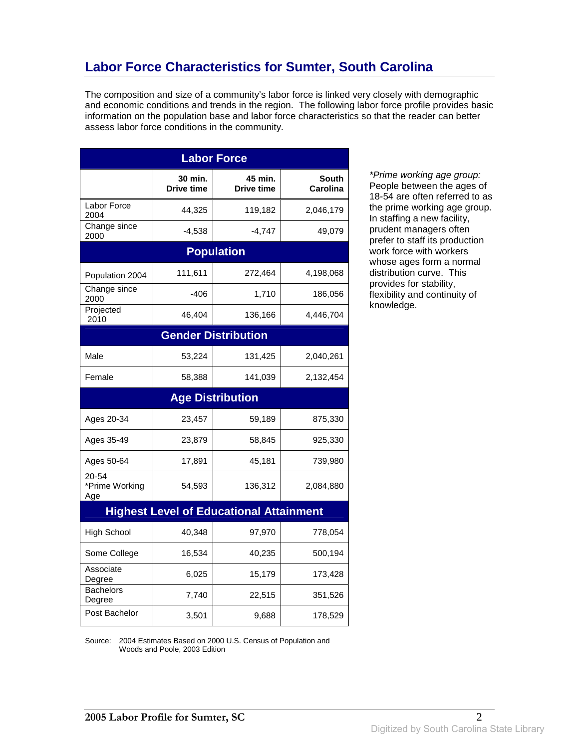## Labor Force Characteristics for Sumter, South Carolina

The composition and size of a community's labor force is linked very closely with demographic and economic conditions and trends in the region. The following labor force profile provides basic information on the population base and labor force characteristics so that the reader can better assess labor force conditions in the community.

| Labor Force | | | |
|---|---|---|---|
| | 30 min. Drive time | 45 min. Drive time | South Carolina |
| Labor Force 2004 | 44,325 | 119,182 | 2,046,179 |
| Change since 2000 | -4,538 | -4,747 | 49,079 |
| **Population** | | | |
| Population 2004 | 111,611 | 272,464 | 4,198,068 |
| Change since 2000 | -406 | 1,710 | 186,056 |
| Projected 2010 | 46,404 | 136,166 | 4,446,704 |
| **Gender Distribution** | | | |
| Male | 53,224 | 131,425 | 2,040,261 |
| Female | 58,388 | 141,039 | 2,132,454 |
| **Age Distribution** | | | |
| Ages 20-34 | 23,457 | 59,189 | 875,330 |
| Ages 35-49 | 23,879 | 58,845 | 925,330 |
| Ages 50-64 | 17,891 | 45,181 | 739,980 |
| 20-54 *Prime Working Age | 54,593 | 136,312 | 2,084,880 |
| **Highest Level of Educational Attainment** | | | |
| High School | 40,348 | 97,970 | 778,054 |
| Some College | 16,534 | 40,235 | 500,194 |
| Associate Degree | 6,025 | 15,179 | 173,428 |
| Bachelors Degree | 7,740 | 22,515 | 351,526 |
| Post Bachelor | 3,501 | 9,688 | 178,529 |

Source: 2004 Estimates Based on 2000 U.S. Census of Population and Woods and Poole, 2003 Edition

*\*Prime working age group:* People between the ages of 18-54 are often referred to as the prime working age group. In staffing a new facility, prudent managers often prefer to staff its production work force with workers whose ages form a normal distribution curve. This provides for stability, flexibility and continuity of knowledge.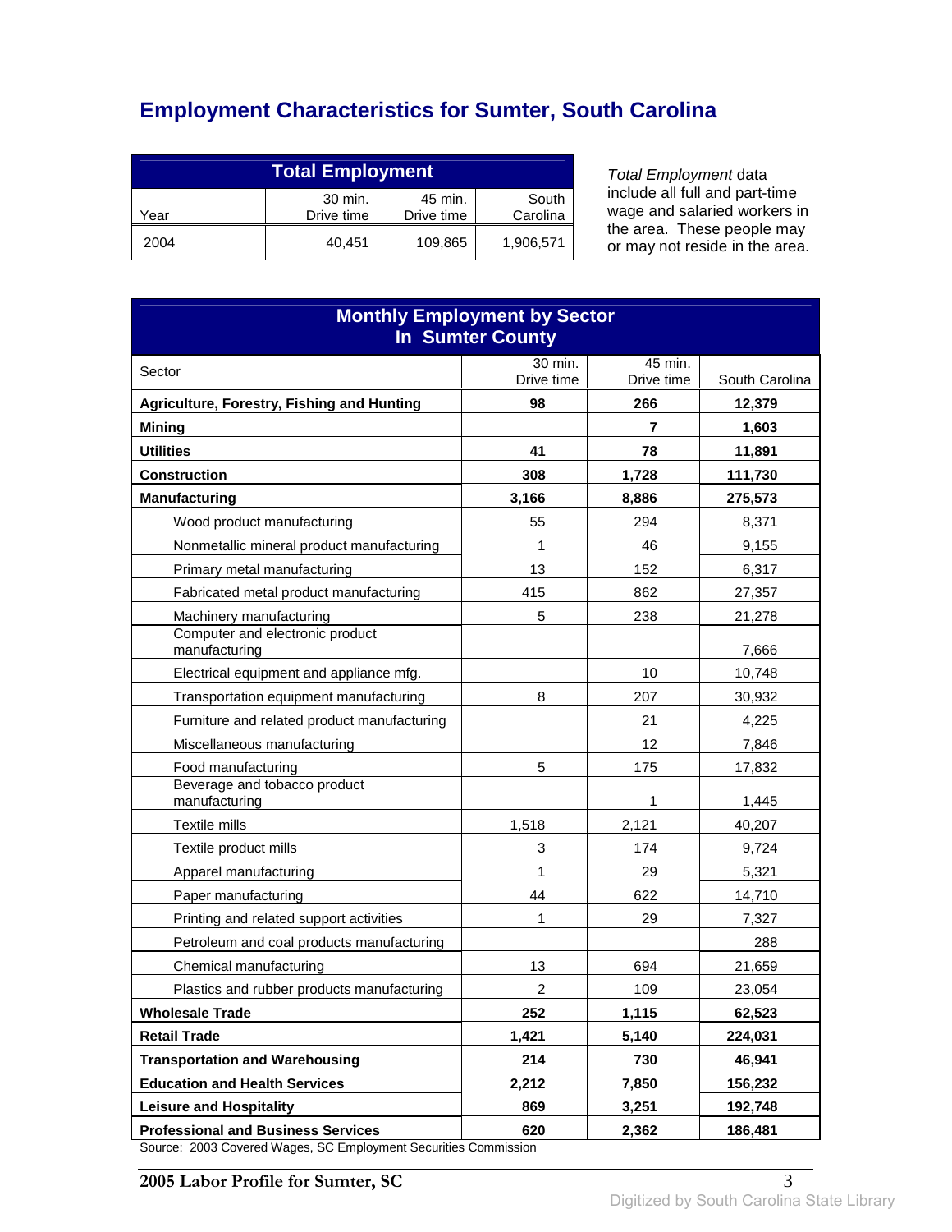# Employment Characteristics for Sumter, South Carolina

| Total Employment | | | |
|---|---|---|---|
| Year | 30 min. Drive time | 45 min. Drive time | South Carolina |
| 2004 | 40,451 | 109,865 | 1,906,571 |

*Total Employment* data include all full and part-time wage and salaried workers in the area. These people may or may not reside in the area.

| Monthly Employment by Sector In Sumter County | | | |
|---|---|---|---|
| Sector | 30 min. Drive time | 45 min. Drive time | South Carolina |
| **Agriculture, Forestry, Fishing and Hunting** | **98** | **266** | **12,379** |
| **Mining** | | **7** | **1,603** |
| **Utilities** | **41** | **78** | **11,891** |
| **Construction** | **308** | **1,728** | **111,730** |
| **Manufacturing** | **3,166** | **8,886** | **275,573** |
| Wood product manufacturing | 55 | 294 | 8,371 |
| Nonmetallic mineral product manufacturing | 1 | 46 | 9,155 |
| Primary metal manufacturing | 13 | 152 | 6,317 |
| Fabricated metal product manufacturing | 415 | 862 | 27,357 |
| Machinery manufacturing | 5 | 238 | 21,278 |
| Computer and electronic product manufacturing | | | 7,666 |
| Electrical equipment and appliance mfg. | | 10 | 10,748 |
| Transportation equipment manufacturing | 8 | 207 | 30,932 |
| Furniture and related product manufacturing | | 21 | 4,225 |
| Miscellaneous manufacturing | | 12 | 7,846 |
| Food manufacturing | 5 | 175 | 17,832 |
| Beverage and tobacco product manufacturing | | 1 | 1,445 |
| Textile mills | 1,518 | 2,121 | 40,207 |
| Textile product mills | 3 | 174 | 9,724 |
| Apparel manufacturing | 1 | 29 | 5,321 |
| Paper manufacturing | 44 | 622 | 14,710 |
| Printing and related support activities | 1 | 29 | 7,327 |
| Petroleum and coal products manufacturing | | | 288 |
| Chemical manufacturing | 13 | 694 | 21,659 |
| Plastics and rubber products manufacturing | 2 | 109 | 23,054 |
| **Wholesale Trade** | **252** | **1,115** | **62,523** |
| **Retail Trade** | **1,421** | **5,140** | **224,031** |
| **Transportation and Warehousing** | **214** | **730** | **46,941** |
| **Education and Health Services** | **2,212** | **7,850** | **156,232** |
| **Leisure and Hospitality** | **869** | **3,251** | **192,748** |
| **Professional and Business Services** | **620** | **2,362** | **186,481** |

Source: 2003 Covered Wages, SC Employment Securities Commission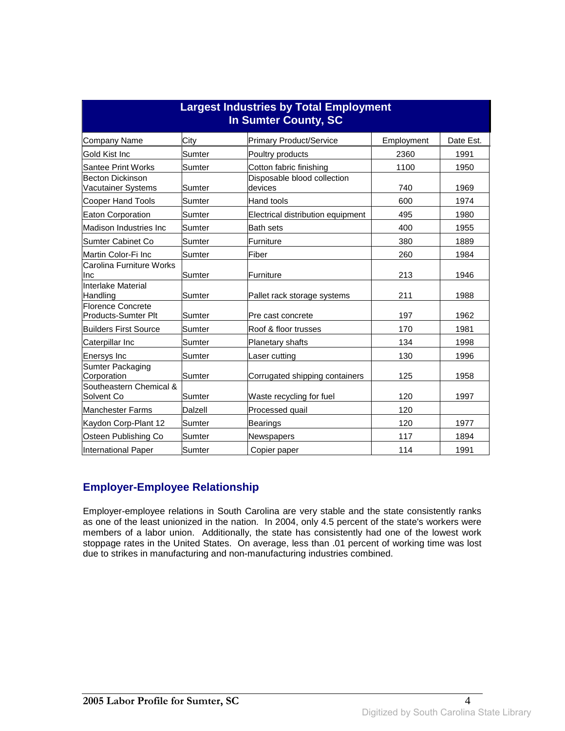## Largest Industries by Total Employment In Sumter County, SC

| Company Name | City | Primary Product/Service | Employment | Date Est. |
|---|---|---|---|---|
| Gold Kist Inc | Sumter | Poultry products | 2360 | 1991 |
| Santee Print Works | Sumter | Cotton fabric finishing | 1100 | 1950 |
| Becton Dickinson Vacutainer Systems | Sumter | Disposable blood collection devices | 740 | 1969 |
| Cooper Hand Tools | Sumter | Hand tools | 600 | 1974 |
| Eaton Corporation | Sumter | Electrical distribution equipment | 495 | 1980 |
| Madison Industries Inc | Sumter | Bath sets | 400 | 1955 |
| Sumter Cabinet Co | Sumter | Furniture | 380 | 1889 |
| Martin Color-Fi Inc | Sumter | Fiber | 260 | 1984 |
| Carolina Furniture Works Inc | Sumter | Furniture | 213 | 1946 |
| Interlake Material Handling | Sumter | Pallet rack storage systems | 211 | 1988 |
| Florence Concrete Products-Sumter Plt | Sumter | Pre cast concrete | 197 | 1962 |
| Builders First Source | Sumter | Roof & floor trusses | 170 | 1981 |
| Caterpillar Inc | Sumter | Planetary shafts | 134 | 1998 |
| Enersys Inc | Sumter | Laser cutting | 130 | 1996 |
| Sumter Packaging Corporation | Sumter | Corrugated shipping containers | 125 | 1958 |
| Southeastern Chemical & Solvent Co | Sumter | Waste recycling for fuel | 120 | 1997 |
| Manchester Farms | Dalzell | Processed quail | 120 | |
| Kaydon Corp-Plant 12 | Sumter | Bearings | 120 | 1977 |
| Osteen Publishing Co | Sumter | Newspapers | 117 | 1894 |
| International Paper | Sumter | Copier paper | 114 | 1991 |

## Employer-Employee Relationship

Employer-employee relations in South Carolina are very stable and the state consistently ranks as one of the least unionized in the nation. In 2004, only 4.5 percent of the state's workers were members of a labor union. Additionally, the state has consistently had one of the lowest work stoppage rates in the United States. On average, less than .01 percent of working time was lost due to strikes in manufacturing and non-manufacturing industries combined.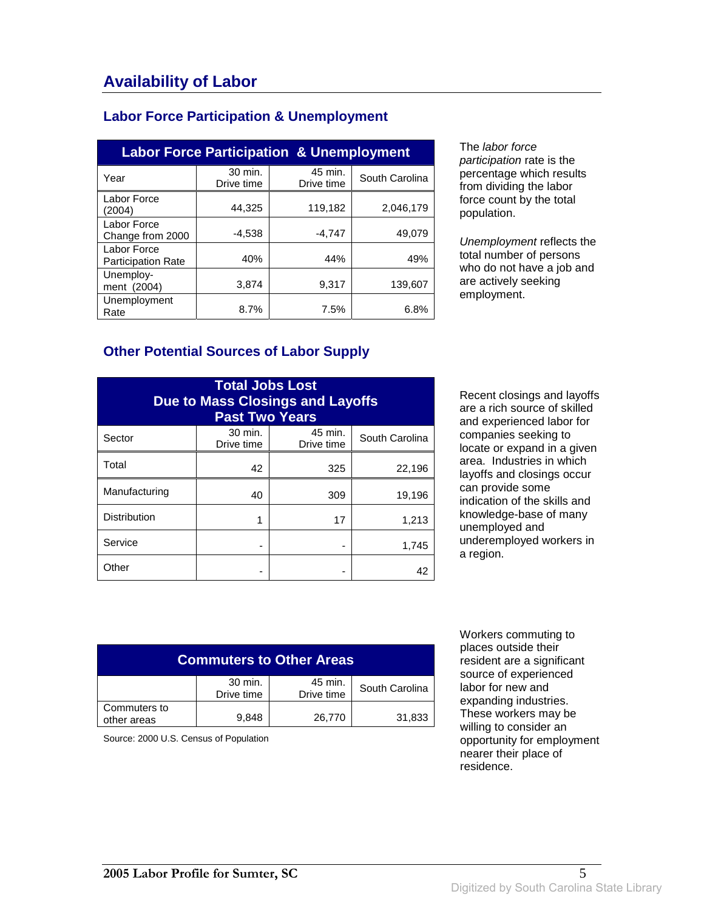# Availability of Labor

## Labor Force Participation & Unemployment

| Labor Force Participation & Unemployment | | | |
|---|---|---|---|
| Year | 30 min. Drive time | 45 min. Drive time | South Carolina |
| Labor Force (2004) | 44,325 | 119,182 | 2,046,179 |
| Labor Force Change from 2000 | -4,538 | -4,747 | 49,079 |
| Labor Force Participation Rate | 40% | 44% | 49% |
| Unemploy-ment (2004) | 3,874 | 9,317 | 139,607 |
| Unemployment Rate | 8.7% | 7.5% | 6.8% |

The *labor force participation* rate is the percentage which results from dividing the labor force count by the total population.

*Unemployment* reflects the total number of persons who do not have a job and are actively seeking employment.

## Other Potential Sources of Labor Supply

| Total Jobs Lost Due to Mass Closings and Layoffs Past Two Years | | | |
|---|---|---|---|
| Sector | 30 min. Drive time | 45 min. Drive time | South Carolina |
| Total | 42 | 325 | 22,196 |
| Manufacturing | 40 | 309 | 19,196 |
| Distribution | 1 | 17 | 1,213 |
| Service | - | - | 1,745 |
| Other | - | - | 42 |

Recent closings and layoffs are a rich source of skilled and experienced labor for companies seeking to locate or expand in a given area. Industries in which layoffs and closings occur can provide some indication of the skills and knowledge-base of many unemployed and underemployed workers in a region.

| Commuters to Other Areas | | | |
|---|---|---|---|
| | 30 min. Drive time | 45 min. Drive time | South Carolina |
| Commuters to other areas | 9,848 | 26,770 | 31,833 |

Source: 2000 U.S. Census of Population

Workers commuting to places outside their resident are a significant source of experienced labor for new and expanding industries. These workers may be willing to consider an opportunity for employment nearer their place of residence.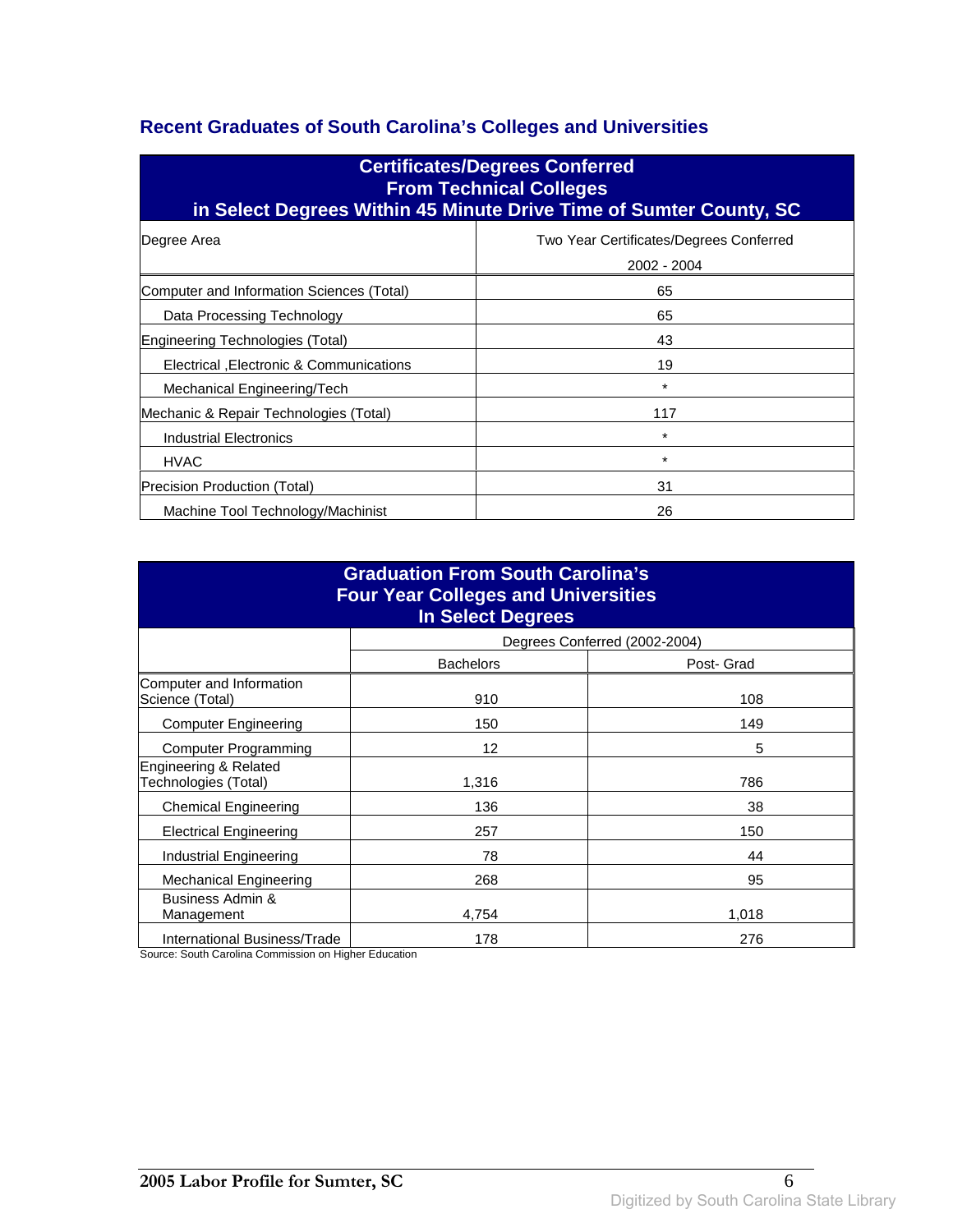## Recent Graduates of South Carolina's Colleges and Universities

| Certificates/Degrees Conferred From Technical Colleges in Select Degrees Within 45 Minute Drive Time of Sumter County, SC | |
|---|---|
| Degree Area | Two Year Certificates/Degrees Conferred 2002 - 2004 |
| Computer and Information Sciences (Total) | 65 |
| Data Processing Technology | 65 |
| Engineering Technologies (Total) | 43 |
| Electrical ,Electronic & Communications | 19 |
| Mechanical Engineering/Tech | * |
| Mechanic & Repair Technologies (Total) | 117 |
| Industrial Electronics | * |
| HVAC | * |
| Precision Production (Total) | 31 |
| Machine Tool Technology/Machinist | 26 |

| Graduation From South Carolina's Four Year Colleges and Universities In Select Degrees | | |
|---|---|---|
| | Degrees Conferred (2002-2004) | |
| | Bachelors | Post- Grad |
| Computer and Information Science (Total) | 910 | 108 |
| Computer Engineering | 150 | 149 |
| Computer Programming | 12 | 5 |
| Engineering & Related Technologies (Total) | 1,316 | 786 |
| Chemical Engineering | 136 | 38 |
| Electrical Engineering | 257 | 150 |
| Industrial Engineering | 78 | 44 |
| Mechanical Engineering | 268 | 95 |
| Business Admin & Management | 4,754 | 1,018 |
| International Business/Trade | 178 | 276 |

Source: South Carolina Commission on Higher Education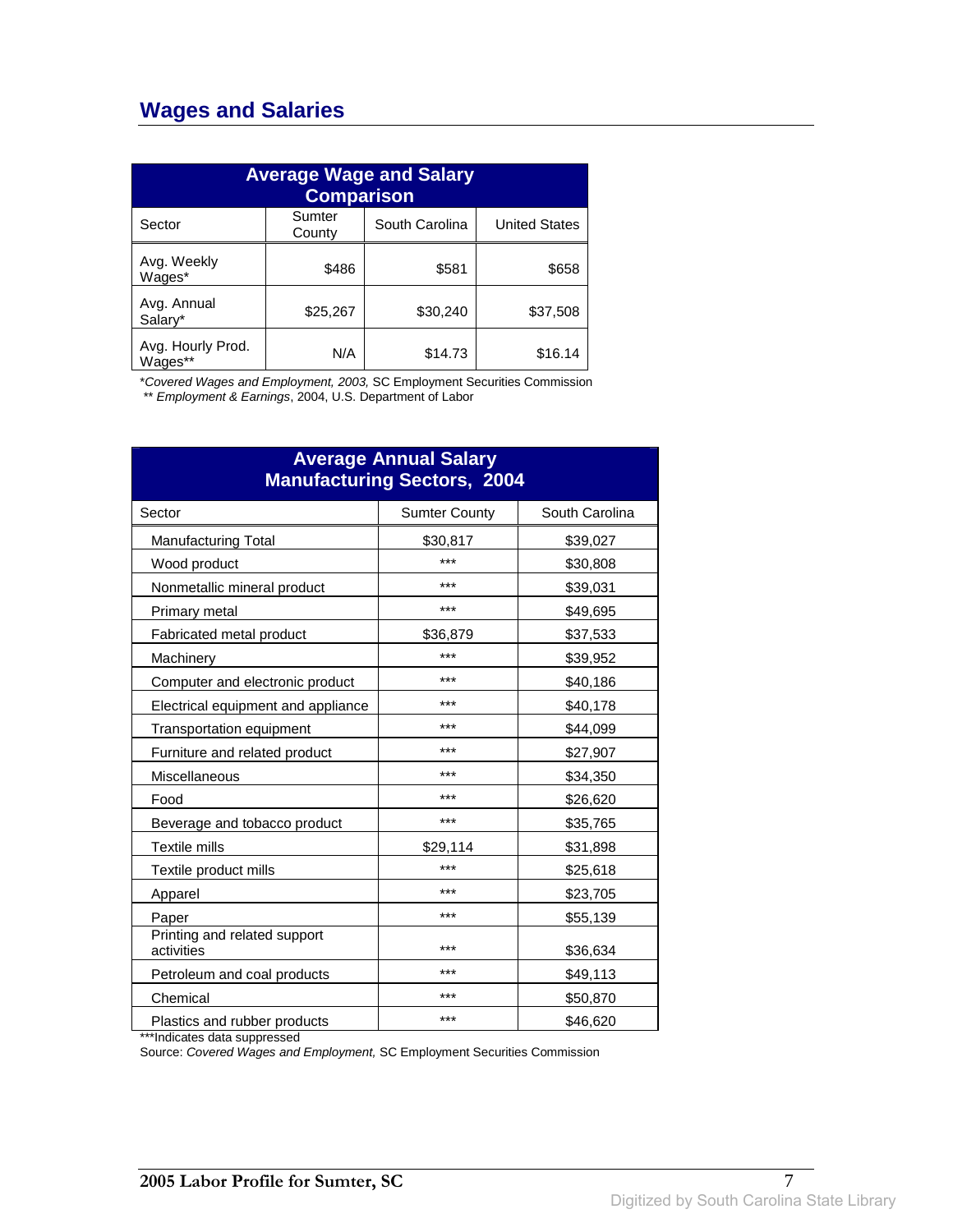## Wages and Salaries

| Average Wage and Salary Comparison | | | |
|---|---|---|---|
| Sector | Sumter County | South Carolina | United States |
| Avg. Weekly Wages* | $486 | $581 | $658 |
| Avg. Annual Salary* | $25,267 | $30,240 | $37,508 |
| Avg. Hourly Prod. Wages** | N/A | $14.73 | $16.14 |

**Covered Wages and Employment, 2003,* SC Employment Securities Commission
** *Employment & Earnings*, 2004, U.S. Department of Labor

| Average Annual Salary Manufacturing Sectors, 2004 | | |
|---|---|---|
| Sector | Sumter County | South Carolina |
| Manufacturing Total | $30,817 | $39,027 |
| Wood product | *** | $30,808 |
| Nonmetallic mineral product | *** | $39,031 |
| Primary metal | *** | $49,695 |
| Fabricated metal product | $36,879 | $37,533 |
| Machinery | *** | $39,952 |
| Computer and electronic product | *** | $40,186 |
| Electrical equipment and appliance | *** | $40,178 |
| Transportation equipment | *** | $44,099 |
| Furniture and related product | *** | $27,907 |
| Miscellaneous | *** | $34,350 |
| Food | *** | $26,620 |
| Beverage and tobacco product | *** | $35,765 |
| Textile mills | $29,114 | $31,898 |
| Textile product mills | *** | $25,618 |
| Apparel | *** | $23,705 |
| Paper | *** | $55,139 |
| Printing and related support activities | *** | $36,634 |
| Petroleum and coal products | *** | $49,113 |
| Chemical | *** | $50,870 |
| Plastics and rubber products | *** | $46,620 |

***Indicates data suppressed
Source: *Covered Wages and Employment,* SC Employment Securities Commission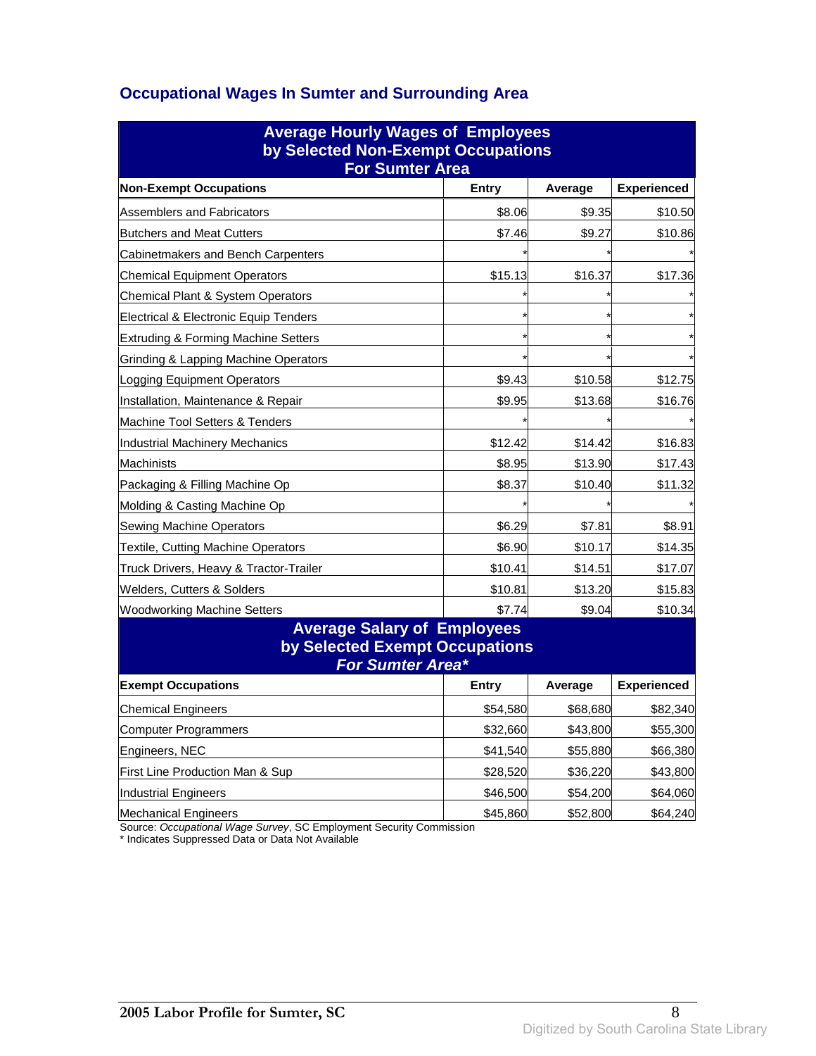## Occupational Wages In Sumter and Surrounding Area

| Average Hourly Wages of Employees by Selected Non-Exempt Occupations *For Sumter Area* | | | |
|---|---|---|---|
| **Non-Exempt Occupations** | **Entry** | **Average** | **Experienced** |
| Assemblers and Fabricators | $8.06 | $9.35 | $10.50 |
| Butchers and Meat Cutters | $7.46 | $9.27 | $10.86 |
| Cabinetmakers and Bench Carpenters | * | * | * |
| Chemical Equipment Operators | $15.13 | $16.37 | $17.36 |
| Chemical Plant & System Operators | * | * | * |
| Electrical & Electronic Equip Tenders | * | * | * |
| Extruding & Forming Machine Setters | * | * | * |
| Grinding & Lapping Machine Operators | * | * | * |
| Logging Equipment Operators | $9.43 | $10.58 | $12.75 |
| Installation, Maintenance & Repair | $9.95 | $13.68 | $16.76 |
| Machine Tool Setters & Tenders | * | * | * |
| Industrial Machinery Mechanics | $12.42 | $14.42 | $16.83 |
| Machinists | $8.95 | $13.90 | $17.43 |
| Packaging & Filling Machine Op | $8.37 | $10.40 | $11.32 |
| Molding & Casting Machine Op | * | * | * |
| Sewing Machine Operators | $6.29 | $7.81 | $8.91 |
| Textile, Cutting Machine Operators | $6.90 | $10.17 | $14.35 |
| Truck Drivers, Heavy & Tractor-Trailer | $10.41 | $14.51 | $17.07 |
| Welders, Cutters & Solders | $10.81 | $13.20 | $15.83 |
| Woodworking Machine Setters | $7.74 | $9.04 | $10.34 |

| Average Salary of Employees by Selected Exempt Occupations *For Sumter Area** | | | |
|---|---|---|---|
| **Exempt Occupations** | **Entry** | **Average** | **Experienced** |
| Chemical Engineers | $54,580 | $68,680 | $82,340 |
| Computer Programmers | $32,660 | $43,800 | $55,300 |
| Engineers, NEC | $41,540 | $55,880 | $66,380 |
| First Line Production Man & Sup | $28,520 | $36,220 | $43,800 |
| Industrial Engineers | $46,500 | $54,200 | $64,060 |
| Mechanical Engineers | $45,860 | $52,800 | $64,240 |

Source: *Occupational Wage Survey*, SC Employment Security Commission
* Indicates Suppressed Data or Data Not Available